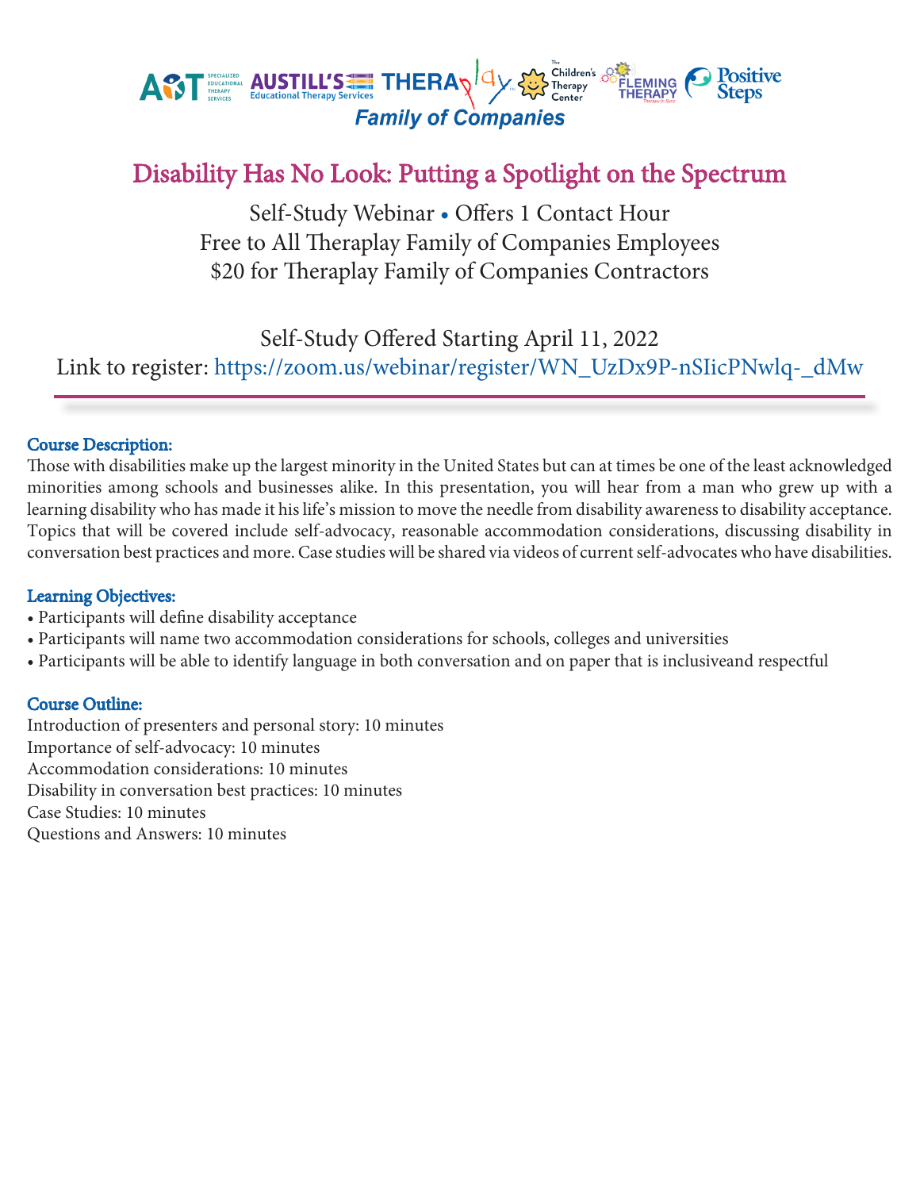AST Specialized Educational Therapy Services | Austill's Educational Therapy Services | Theraplay | The Children's Therapy Center | Fleming Therapy | Positive Steps

**Family of Companies**

# Disability Has No Look: Putting a Spotlight on the Spectrum

Self-Study Webinar • Offers 1 Contact Hour

Free to All Theraplay Family of Companies Employees

$20 for Theraplay Family of Companies Contractors

Self-Study Offered Starting April 11, 2022

Link to register: https://zoom.us/webinar/register/WN_UzDx9P-nSIicPNwlq-_dMw

---

### Course Description:

Those with disabilities make up the largest minority in the United States but can at times be one of the least acknowledged minorities among schools and businesses alike. In this presentation, you will hear from a man who grew up with a learning disability who has made it his life's mission to move the needle from disability awareness to disability acceptance. Topics that will be covered include self-advocacy, reasonable accommodation considerations, discussing disability in conversation best practices and more. Case studies will be shared via videos of current self-advocates who have disabilities.

### Learning Objectives:

- Participants will define disability acceptance
- Participants will name two accommodation considerations for schools, colleges and universities
- Participants will be able to identify language in both conversation and on paper that is inclusiveand respectful

### Course Outline:

Introduction of presenters and personal story: 10 minutes
Importance of self-advocacy: 10 minutes
Accommodation considerations: 10 minutes
Disability in conversation best practices: 10 minutes
Case Studies: 10 minutes
Questions and Answers: 10 minutes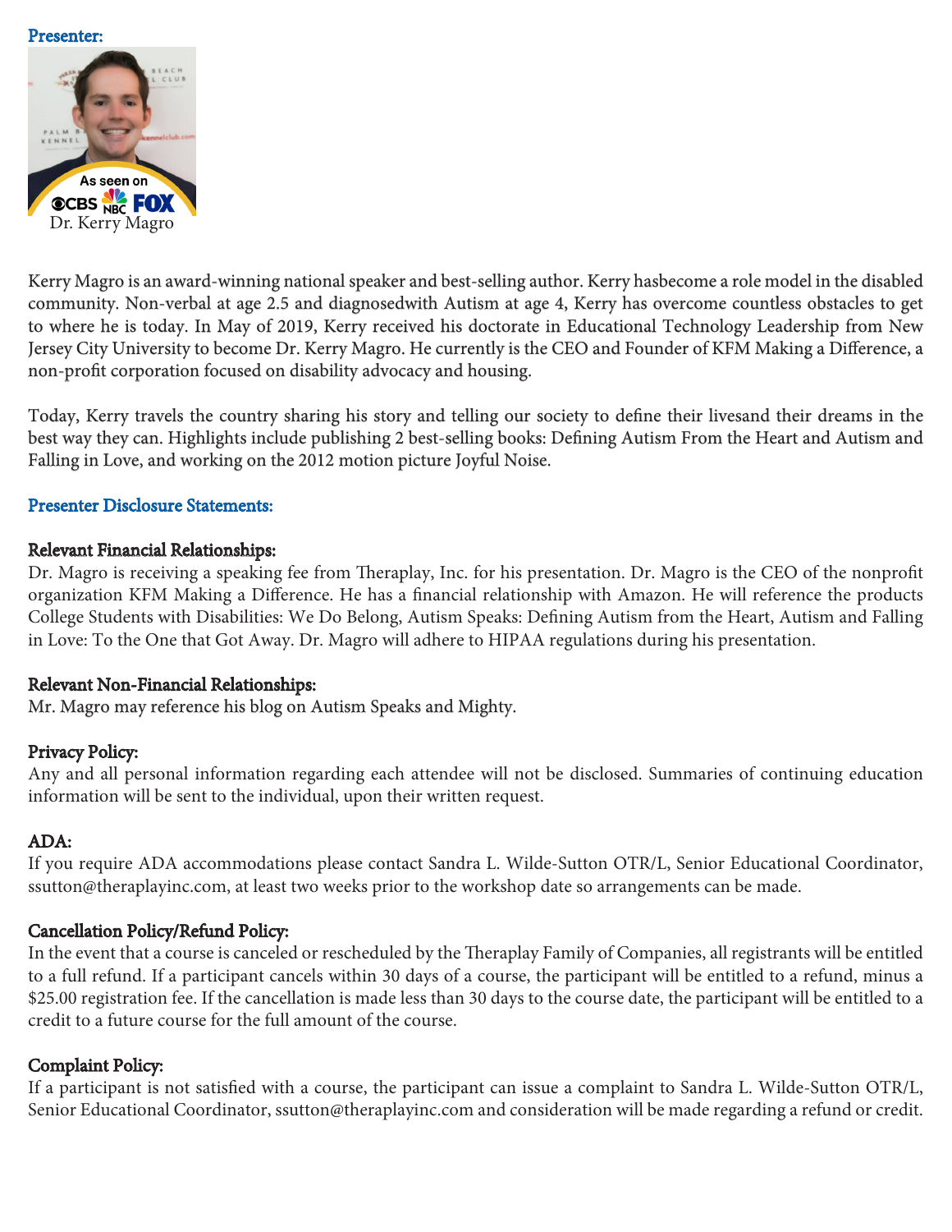**Presenter:**

Dr. Kerry Magro

Kerry Magro is an award-winning national speaker and best-selling author. Kerry hasbecome a role model in the disabled community. Non-verbal at age 2.5 and diagnosedwith Autism at age 4, Kerry has overcome countless obstacles to get to where he is today. In May of 2019, Kerry received his doctorate in Educational Technology Leadership from New Jersey City University to become Dr. Kerry Magro. He currently is the CEO and Founder of KFM Making a Difference, a non-profit corporation focused on disability advocacy and housing.

Today, Kerry travels the country sharing his story and telling our society to define their livesand their dreams in the best way they can. Highlights include publishing 2 best-selling books: Defining Autism From the Heart and Autism and Falling in Love, and working on the 2012 motion picture Joyful Noise.

**Presenter Disclosure Statements:**

**Relevant Financial Relationships:**
Dr. Magro is receiving a speaking fee from Theraplay, Inc. for his presentation. Dr. Magro is the CEO of the nonprofit organization KFM Making a Difference. He has a financial relationship with Amazon. He will reference the products College Students with Disabilities: We Do Belong, Autism Speaks: Defining Autism from the Heart, Autism and Falling in Love: To the One that Got Away. Dr. Magro will adhere to HIPAA regulations during his presentation.

**Relevant Non-Financial Relationships:**
Mr. Magro may reference his blog on Autism Speaks and Mighty.

**Privacy Policy:**
Any and all personal information regarding each attendee will not be disclosed. Summaries of continuing education information will be sent to the individual, upon their written request.

**ADA:**
If you require ADA accommodations please contact Sandra L. Wilde-Sutton OTR/L, Senior Educational Coordinator, ssutton@theraplayinc.com, at least two weeks prior to the workshop date so arrangements can be made.

**Cancellation Policy/Refund Policy:**
In the event that a course is canceled or rescheduled by the Theraplay Family of Companies, all registrants will be entitled to a full refund. If a participant cancels within 30 days of a course, the participant will be entitled to a refund, minus a $25.00 registration fee. If the cancellation is made less than 30 days to the course date, the participant will be entitled to a credit to a future course for the full amount of the course.

**Complaint Policy:**
If a participant is not satisfied with a course, the participant can issue a complaint to Sandra L. Wilde-Sutton OTR/L, Senior Educational Coordinator, ssutton@theraplayinc.com and consideration will be made regarding a refund or credit.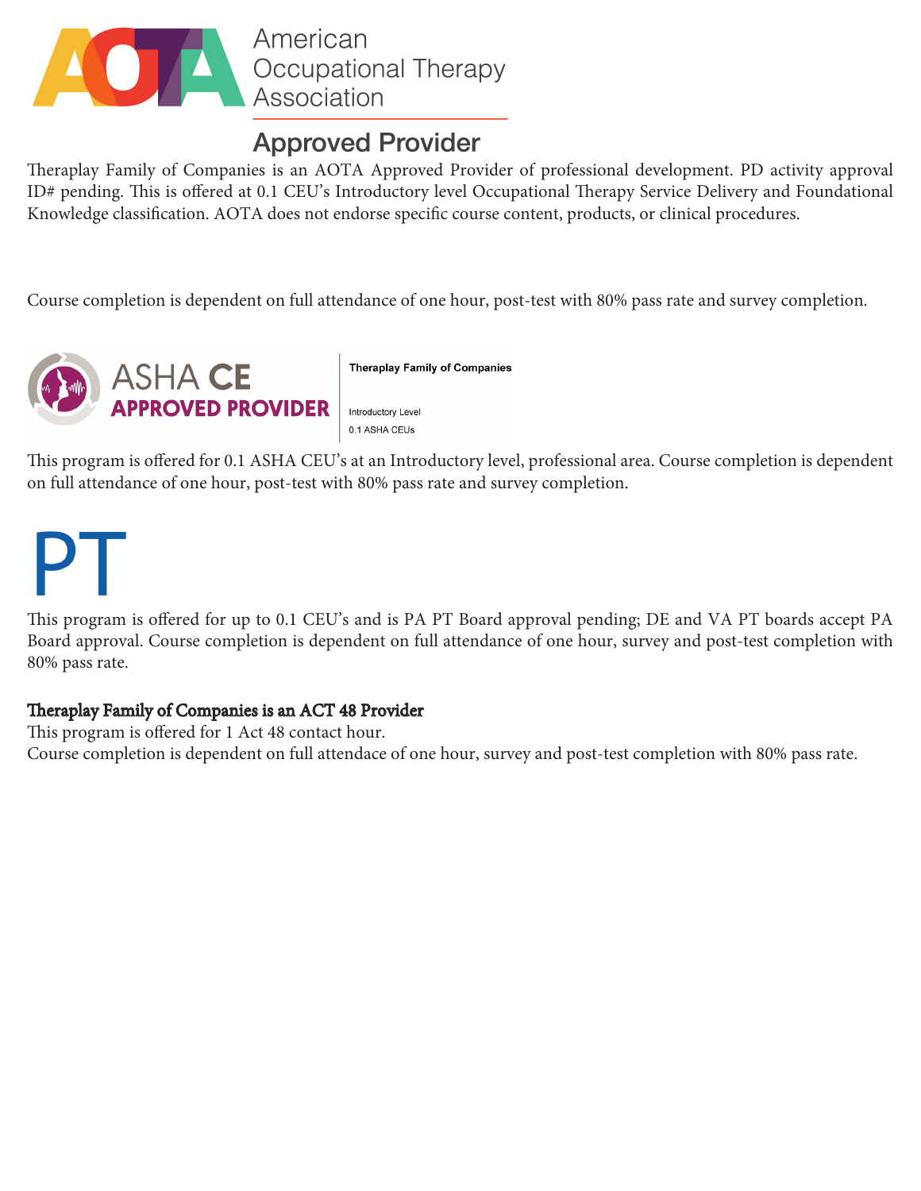American Occupational Therapy Association

## Approved Provider

Theraplay Family of Companies is an AOTA Approved Provider of professional development. PD activity approval ID# pending. This is offered at 0.1 CEU's Introductory level Occupational Therapy Service Delivery and Foundational Knowledge classification. AOTA does not endorse specific course content, products, or clinical procedures.

Course completion is dependent on full attendance of one hour, post-test with 80% pass rate and survey completion.

ASHA CE APPROVED PROVIDER

**Theraplay Family of Companies**

Introductory Level

0.1 ASHA CEUs

This program is offered for 0.1 ASHA CEU's at an Introductory level, professional area. Course completion is dependent on full attendance of one hour, post-test with 80% pass rate and survey completion.

# PT

This program is offered for up to 0.1 CEU's and is PA PT Board approval pending; DE and VA PT boards accept PA Board approval. Course completion is dependent on full attendance of one hour, survey and post-test completion with 80% pass rate.

**Theraplay Family of Companies is an ACT 48 Provider**

This program is offered for 1 Act 48 contact hour.

Course completion is dependent on full attendace of one hour, survey and post-test completion with 80% pass rate.